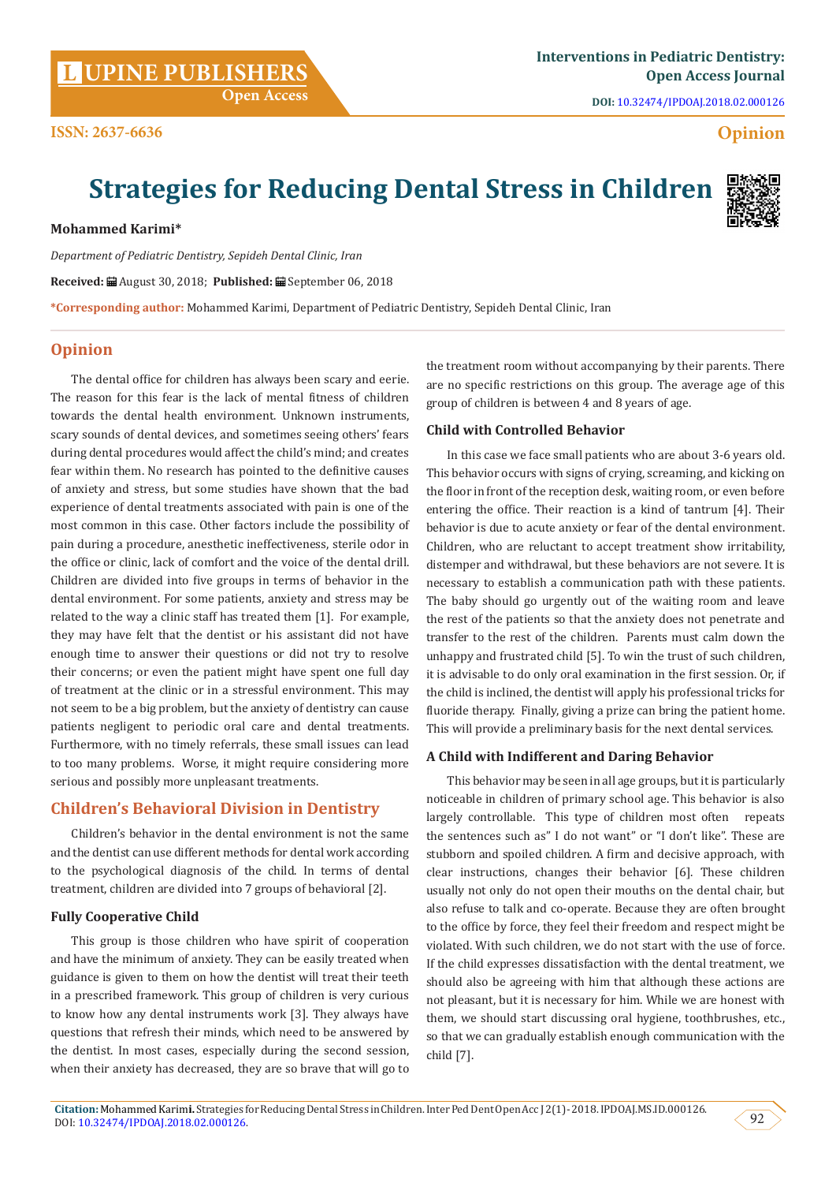# Strategies for Reducing Dental Stress in Children

**Mohammed Karimi***

*Department of Pediatric Dentistry, Sepideh Dental Clinic, Iran*

**Received:** August 30, 2018; **Published:** September 06, 2018

***Corresponding author:** Mohammed Karimi, Department of Pediatric Dentistry, Sepideh Dental Clinic, Iran

## Opinion

The dental office for children has always been scary and eerie. The reason for this fear is the lack of mental fitness of children towards the dental health environment. Unknown instruments, scary sounds of dental devices, and sometimes seeing others' fears during dental procedures would affect the child's mind; and creates fear within them. No research has pointed to the definitive causes of anxiety and stress, but some studies have shown that the bad experience of dental treatments associated with pain is one of the most common in this case. Other factors include the possibility of pain during a procedure, anesthetic ineffectiveness, sterile odor in the office or clinic, lack of comfort and the voice of the dental drill. Children are divided into five groups in terms of behavior in the dental environment. For some patients, anxiety and stress may be related to the way a clinic staff has treated them [1]. For example, they may have felt that the dentist or his assistant did not have enough time to answer their questions or did not try to resolve their concerns; or even the patient might have spent one full day of treatment at the clinic or in a stressful environment. This may not seem to be a big problem, but the anxiety of dentistry can cause patients negligent to periodic oral care and dental treatments. Furthermore, with no timely referrals, these small issues can lead to too many problems. Worse, it might require considering more serious and possibly more unpleasant treatments.

## Children's Behavioral Division in Dentistry

Children's behavior in the dental environment is not the same and the dentist can use different methods for dental work according to the psychological diagnosis of the child. In terms of dental treatment, children are divided into 7 groups of behavioral [2].

### Fully Cooperative Child

This group is those children who have spirit of cooperation and have the minimum of anxiety. They can be easily treated when guidance is given to them on how the dentist will treat their teeth in a prescribed framework. This group of children is very curious to know how any dental instruments work [3]. They always have questions that refresh their minds, which need to be answered by the dentist. In most cases, especially during the second session, when their anxiety has decreased, they are so brave that will go to the treatment room without accompanying by their parents. There are no specific restrictions on this group. The average age of this group of children is between 4 and 8 years of age.

### Child with Controlled Behavior

In this case we face small patients who are about 3-6 years old. This behavior occurs with signs of crying, screaming, and kicking on the floor in front of the reception desk, waiting room, or even before entering the office. Their reaction is a kind of tantrum [4]. Their behavior is due to acute anxiety or fear of the dental environment. Children, who are reluctant to accept treatment show irritability, distemper and withdrawal, but these behaviors are not severe. It is necessary to establish a communication path with these patients. The baby should go urgently out of the waiting room and leave the rest of the patients so that the anxiety does not penetrate and transfer to the rest of the children. Parents must calm down the unhappy and frustrated child [5]. To win the trust of such children, it is advisable to do only oral examination in the first session. Or, if the child is inclined, the dentist will apply his professional tricks for fluoride therapy. Finally, giving a prize can bring the patient home. This will provide a preliminary basis for the next dental services.

### A Child with Indifferent and Daring Behavior

This behavior may be seen in all age groups, but it is particularly noticeable in children of primary school age. This behavior is also largely controllable. This type of children most often repeats the sentences such as" I do not want" or "I don't like". These are stubborn and spoiled children. A firm and decisive approach, with clear instructions, changes their behavior [6]. These children usually not only do not open their mouths on the dental chair, but also refuse to talk and co-operate. Because they are often brought to the office by force, they feel their freedom and respect might be violated. With such children, we do not start with the use of force. If the child expresses dissatisfaction with the dental treatment, we should also be agreeing with him that although these actions are not pleasant, but it is necessary for him. While we are honest with them, we should start discussing oral hygiene, toothbrushes, etc., so that we can gradually establish enough communication with the child [7].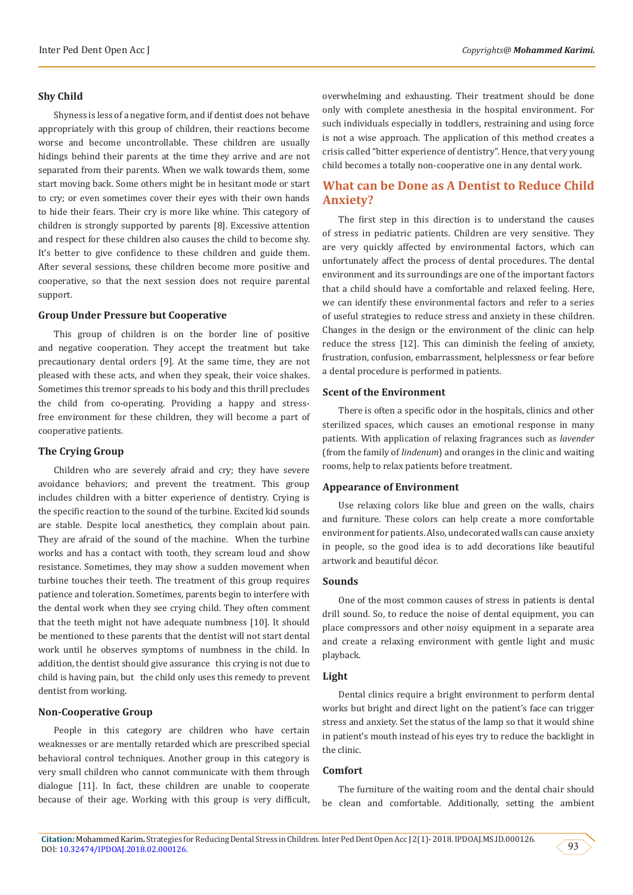### Shy Child

Shyness is less of a negative form, and if dentist does not behave appropriately with this group of children, their reactions become worse and become uncontrollable. These children are usually hidings behind their parents at the time they arrive and are not separated from their parents. When we walk towards them, some start moving back. Some others might be in hesitant mode or start to cry; or even sometimes cover their eyes with their own hands to hide their fears. Their cry is more like whine. This category of children is strongly supported by parents [8]. Excessive attention and respect for these children also causes the child to become shy. It's better to give confidence to these children and guide them. After several sessions, these children become more positive and cooperative, so that the next session does not require parental support.

### Group Under Pressure but Cooperative

This group of children is on the border line of positive and negative cooperation. They accept the treatment but take precautionary dental orders [9]. At the same time, they are not pleased with these acts, and when they speak, their voice shakes. Sometimes this tremor spreads to his body and this thrill precludes the child from co-operating. Providing a happy and stress-free environment for these children, they will become a part of cooperative patients.

### The Crying Group

Children who are severely afraid and cry; they have severe avoidance behaviors; and prevent the treatment. This group includes children with a bitter experience of dentistry. Crying is the specific reaction to the sound of the turbine. Excited kid sounds are stable. Despite local anesthetics, they complain about pain. They are afraid of the sound of the machine. When the turbine works and has a contact with tooth, they scream loud and show resistance. Sometimes, they may show a sudden movement when turbine touches their teeth. The treatment of this group requires patience and toleration. Sometimes, parents begin to interfere with the dental work when they see crying child. They often comment that the teeth might not have adequate numbness [10]. It should be mentioned to these parents that the dentist will not start dental work until he observes symptoms of numbness in the child. In addition, the dentist should give assurance this crying is not due to child is having pain, but the child only uses this remedy to prevent dentist from working.

### Non-Cooperative Group

People in this category are children who have certain weaknesses or are mentally retarded which are prescribed special behavioral control techniques. Another group in this category is very small children who cannot communicate with them through dialogue [11]. In fact, these children are unable to cooperate because of their age. Working with this group is very difficult, overwhelming and exhausting. Their treatment should be done only with complete anesthesia in the hospital environment. For such individuals especially in toddlers, restraining and using force is not a wise approach. The application of this method creates a crisis called "bitter experience of dentistry". Hence, that very young child becomes a totally non-cooperative one in any dental work.

## What can be Done as A Dentist to Reduce Child Anxiety?

The first step in this direction is to understand the causes of stress in pediatric patients. Children are very sensitive. They are very quickly affected by environmental factors, which can unfortunately affect the process of dental procedures. The dental environment and its surroundings are one of the important factors that a child should have a comfortable and relaxed feeling. Here, we can identify these environmental factors and refer to a series of useful strategies to reduce stress and anxiety in these children. Changes in the design or the environment of the clinic can help reduce the stress [12]. This can diminish the feeling of anxiety, frustration, confusion, embarrassment, helplessness or fear before a dental procedure is performed in patients.

### Scent of the Environment

There is often a specific odor in the hospitals, clinics and other sterilized spaces, which causes an emotional response in many patients. With application of relaxing fragrances such as *lavender* (from the family of *lindenum*) and oranges in the clinic and waiting rooms, help to relax patients before treatment.

### Appearance of Environment

Use relaxing colors like blue and green on the walls, chairs and furniture. These colors can help create a more comfortable environment for patients. Also, undecorated walls can cause anxiety in people, so the good idea is to add decorations like beautiful artwork and beautiful décor.

### Sounds

One of the most common causes of stress in patients is dental drill sound. So, to reduce the noise of dental equipment, you can place compressors and other noisy equipment in a separate area and create a relaxing environment with gentle light and music playback.

### Light

Dental clinics require a bright environment to perform dental works but bright and direct light on the patient's face can trigger stress and anxiety. Set the status of the lamp so that it would shine in patient's mouth instead of his eyes try to reduce the backlight in the clinic.

### Comfort

The furniture of the waiting room and the dental chair should be clean and comfortable. Additionally, setting the ambient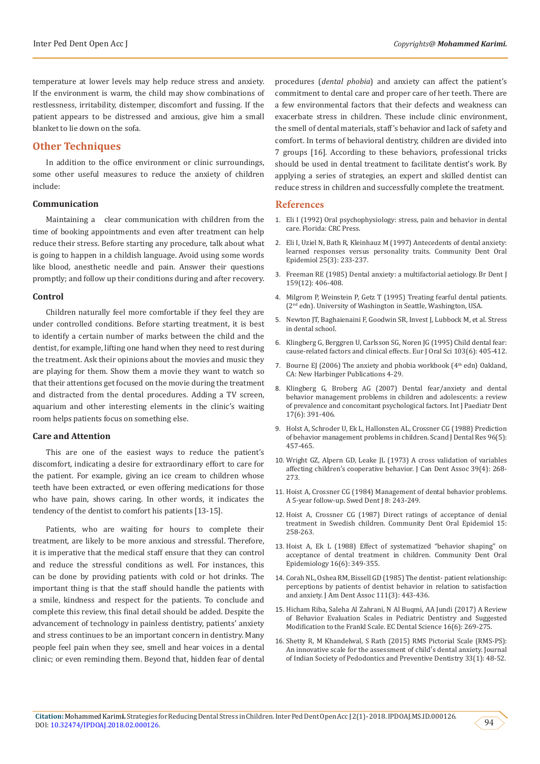temperature at lower levels may help reduce stress and anxiety. If the environment is warm, the child may show combinations of restlessness, irritability, distemper, discomfort and fussing. If the patient appears to be distressed and anxious, give him a small blanket to lie down on the sofa.

## Other Techniques

In addition to the office environment or clinic surroundings, some other useful measures to reduce the anxiety of children include:

### Communication

Maintaining a clear communication with children from the time of booking appointments and even after treatment can help reduce their stress. Before starting any procedure, talk about what is going to happen in a childish language. Avoid using some words like blood, anesthetic needle and pain. Answer their questions promptly; and follow up their conditions during and after recovery.

### Control

Children naturally feel more comfortable if they feel they are under controlled conditions. Before starting treatment, it is best to identify a certain number of marks between the child and the dentist, for example, lifting one hand when they need to rest during the treatment. Ask their opinions about the movies and music they are playing for them. Show them a movie they want to watch so that their attentions get focused on the movie during the treatment and distracted from the dental procedures. Adding a TV screen, aquarium and other interesting elements in the clinic's waiting room helps patients focus on something else.

### Care and Attention

This are one of the easiest ways to reduce the patient's discomfort, indicating a desire for extraordinary effort to care for the patient. For example, giving an ice cream to children whose teeth have been extracted, or even offering medications for those who have pain, shows caring. In other words, it indicates the tendency of the dentist to comfort his patients [13-15].

Patients, who are waiting for hours to complete their treatment, are likely to be more anxious and stressful. Therefore, it is imperative that the medical staff ensure that they can control and reduce the stressful conditions as well. For instances, this can be done by providing patients with cold or hot drinks. The important thing is that the staff should handle the patients with a smile, kindness and respect for the patients. To conclude and complete this review, this final detail should be added. Despite the advancement of technology in painless dentistry, patients' anxiety and stress continues to be an important concern in dentistry. Many people feel pain when they see, smell and hear voices in a dental clinic; or even reminding them. Beyond that, hidden fear of dental procedures (*dental phobia*) and anxiety can affect the patient's commitment to dental care and proper care of her teeth. There are a few environmental factors that their defects and weakness can exacerbate stress in children. These include clinic environment, the smell of dental materials, staff's behavior and lack of safety and comfort. In terms of behavioral dentistry, children are divided into 7 groups [16]. According to these behaviors, professional tricks should be used in dental treatment to facilitate dentist's work. By applying a series of strategies, an expert and skilled dentist can reduce stress in children and successfully complete the treatment.

## References

1. Eli I (1992) Oral psychophysiology: stress, pain and behavior in dental care. Florida: CRC Press.
2. Eli I, Uziel N, Bath R, Kleinhauz M (1997) Antecedents of dental anxiety: learned responses versus personality traits. Community Dent Oral Epidemiol 25(3): 233-237.
3. Freeman RE (1985) Dental anxiety: a multifactorial aetiology. Br Dent J 159(12): 406-408.
4. Milgrom P, Weinstein P, Getz T (1995) Treating fearful dental patients. (2nd edn). University of Washington in Seattle, Washington, USA.
5. Newton JT, Baghaienaini F, Goodwin SR, Invest J, Lubbock M, et al. Stress in dental school.
6. Klingberg G, Berggren U, Carlsson SG, Noren JG (1995) Child dental fear: cause-related factors and clinical effects. Eur J Oral Sci 103(6): 405-412.
7. Bourne EJ (2006) The anxiety and phobia workbook (4th edn) Oakland, CA: New Harbinger Publications 4-29.
8. Klingberg G, Broberg AG (2007) Dental fear/anxiety and dental behavior management problems in children and adolescents: a review of prevalence and concomitant psychological factors. Int J Paediatr Dent 17(6): 391-406.
9. Holst A, Schroder U, Ek L, Hallonsten AL, Crossner CG (1988) Prediction of behavior management problems in children. Scand J Dental Res 96(5): 457-465.
10. Wright GZ, Alpern GD, Leake JL (1973) A cross validation of variables affecting children's cooperative behavior. J Can Dent Assoc 39(4): 268-273.
11. Hoist A, Crossner CG (1984) Management of dental behavior problems. A 5-year follow-up. Swed Dent J 8: 243-249.
12. Hoist A, Crossner CG (1987) Direct ratings of acceptance of denial treatment in Swedish children. Community Dent Oral Epidemiol 15: 258-263.
13. Hoist A, Ek L (1988) Effect of systematized "behavior shaping" on acceptance of dental treatment in children. Community Dent Oral Epidemiology 16(6): 349-355.
14. Corah NL, Oshea RM, Bissell GD (1985) The dentist- patient relationship: perceptions by patients of dentist behavior in relation to satisfaction and anxiety. J Am Dent Assoc 111(3): 443-436.
15. Hicham Riba, Saleha Al Zahrani, N Al Buqmi, AA Jundi (2017) A Review of Behavior Evaluation Scales in Pediatric Dentistry and Suggested Modification to the Frankl Scale. EC Dental Science 16(6): 269-275.
16. Shetty R, M Khandelwal, S Rath (2015) RMS Pictorial Scale (RMS-PS): An innovative scale for the assessment of child's dental anxiety. Journal of Indian Society of Pedodontics and Preventive Dentistry 33(1): 48-52.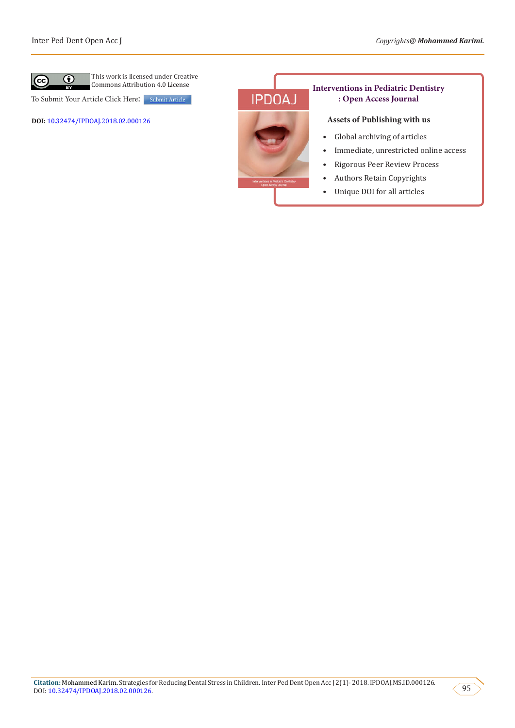This work is licensed under Creative Commons Attribution 4.0 License

To Submit Your Article Click Here: Submit Article

**DOI:** 10.32474/IPDOAJ.2018.02.000126

**Interventions in Pediatric Dentistry : Open Access Journal**

**Assets of Publishing with us**

- Global archiving of articles
- Immediate, unrestricted online access
- Rigorous Peer Review Process
- Authors Retain Copyrights
- Unique DOI for all articles